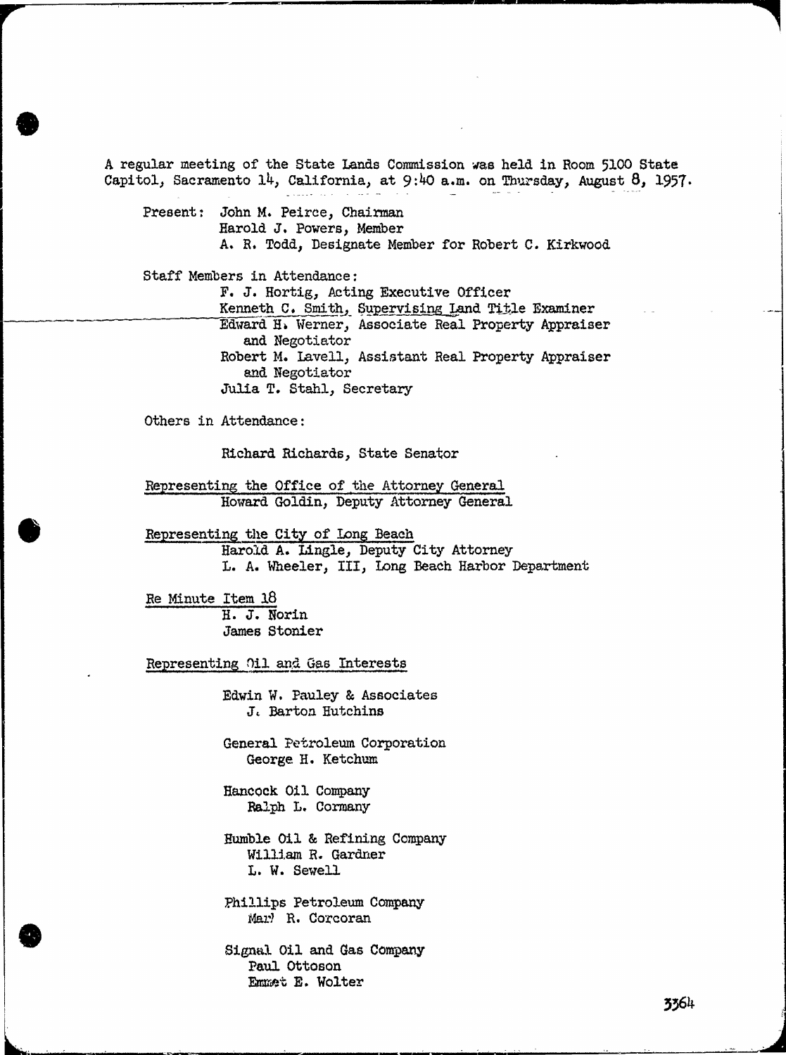A regular meeting of the State Lands Commission was held in Room 5100 State Capitol, Sacramento 14, California, at 9:40 a.m. on Thursday, August 8, 1957.

Present: John M. Peirce, Chairman
Harold J. Powers, Member
A. R. Todd, Designate Member for Robert C. Kirkwood

Staff Members in Attendance:

F. J. Hortig, Acting Executive Officer
Kenneth C. Smith, Supervising Land Title Examiner
Edward H. Werner, Associate Real Property Appraiser and Negotiator
Robert M. Lavell, Assistant Real Property Appraiser and Negotiator
Julia T. Stahl, Secretary

Others in Attendance:

Richard Richards, State Senator

Representing the Office of the Attorney General
Howard Goldin, Deputy Attorney General

Representing the City of Long Beach
Harold A. Lingle, Deputy City Attorney
L. A. Wheeler, III, Long Beach Harbor Department

Re Minute Item 18
H. J. Norin
James Stonier

Representing Oil and Gas Interests

Edwin W. Pauley & Associates
J. Barton Hutchins

General Petroleum Corporation
George H. Ketchum

Hancock Oil Company
Ralph L. Cormany

Humble Oil & Refining Company
William R. Gardner
L. W. Sewell

Phillips Petroleum Company
Mary R. Corcoran

Signal Oil and Gas Company
Paul Ottoson
Emmet E. Wolter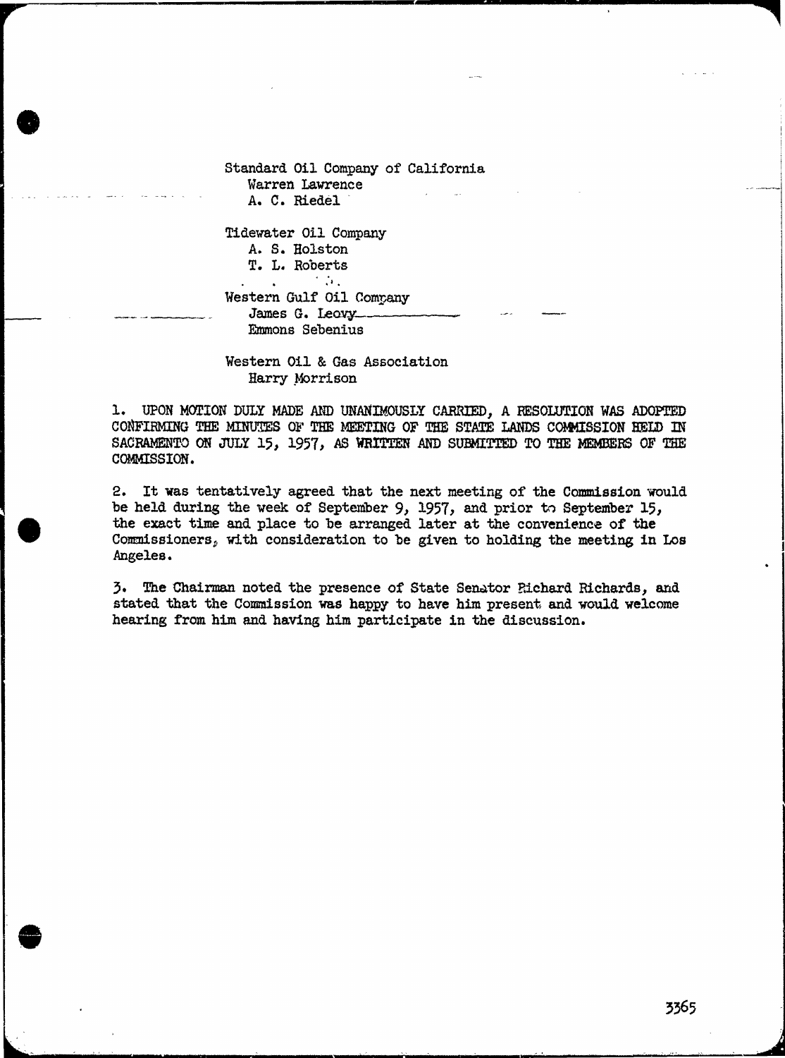Standard Oil Company of California
Warren Lawrence
A. C. Riedel

Tidewater Oil Company
A. S. Holston
T. L. Roberts

Western Gulf Oil Company
James G. Leovy
Emmons Sebenius

Western Oil & Gas Association
Harry Morrison

1. UPON MOTION DULY MADE AND UNANIMOUSLY CARRIED, A RESOLUTION WAS ADOPTED CONFIRMING THE MINUTES OF THE MEETING OF THE STATE LANDS COMMISSION HELD IN SACRAMENTO ON JULY 15, 1957, AS WRITTEN AND SUBMITTED TO THE MEMBERS OF THE COMMISSION.

2. It was tentatively agreed that the next meeting of the Commission would be held during the week of September 9, 1957, and prior to September 15, the exact time and place to be arranged later at the convenience of the Commissioners, with consideration to be given to holding the meeting in Los Angeles.

3. The Chairman noted the presence of State Senator Richard Richards, and stated that the Commission was happy to have him present and would welcome hearing from him and having him participate in the discussion.